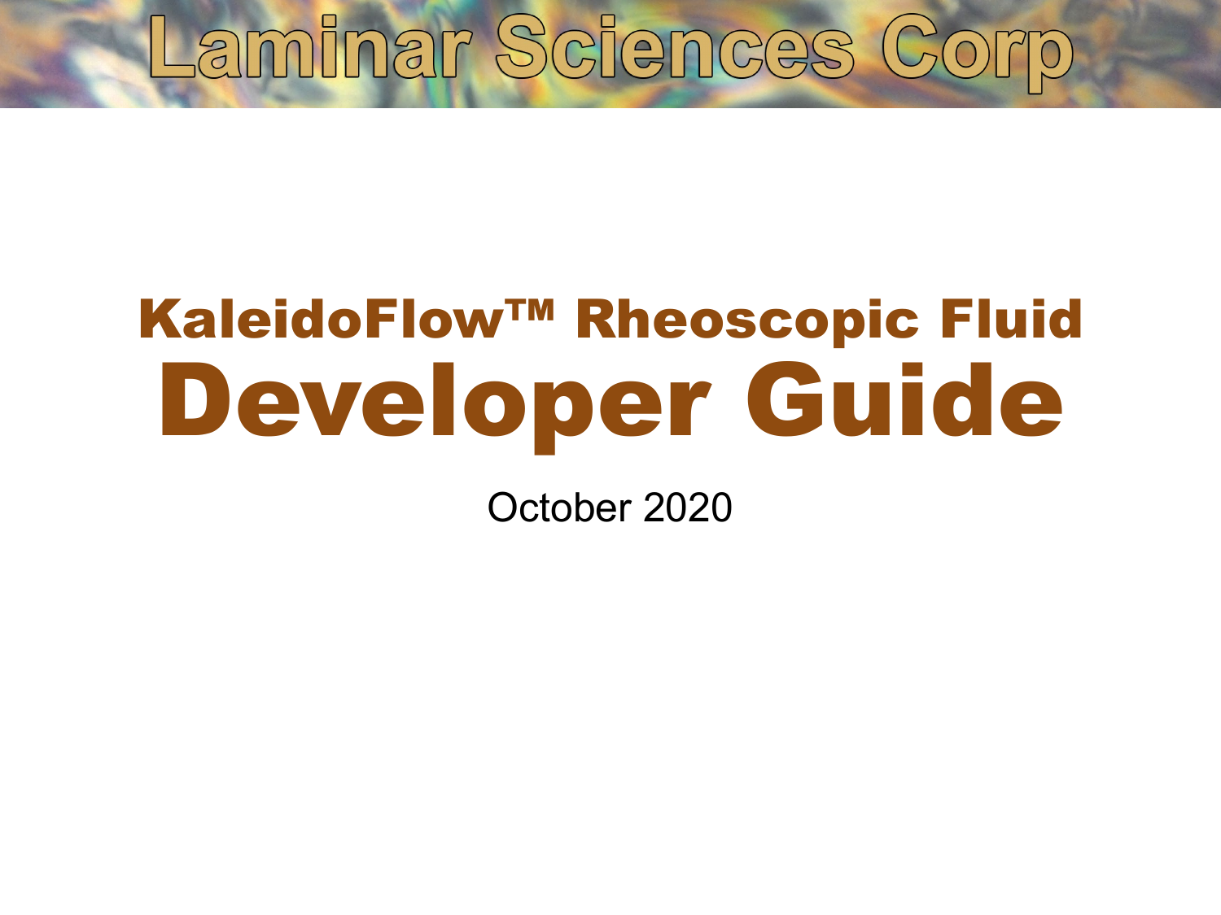# Laminar Sciences Corp

# KaleidoFlow™ Rheoscopic Fluid
# Developer Guide

October 2020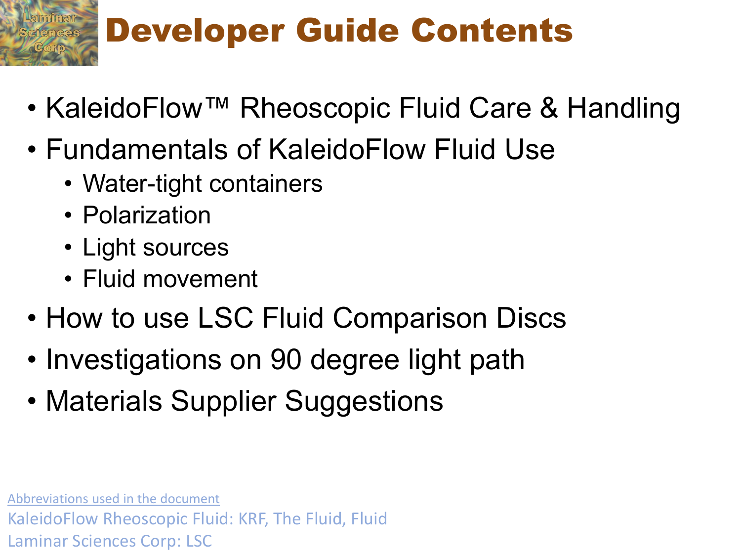# Developer Guide Contents

- KaleidoFlow™ Rheoscopic Fluid Care & Handling
- Fundamentals of KaleidoFlow Fluid Use
  - Water-tight containers
  - Polarization
  - Light sources
  - Fluid movement
- How to use LSC Fluid Comparison Discs
- Investigations on 90 degree light path
- Materials Supplier Suggestions

Abbreviations used in the document

KaleidoFlow Rheoscopic Fluid: KRF, The Fluid, Fluid

Laminar Sciences Corp: LSC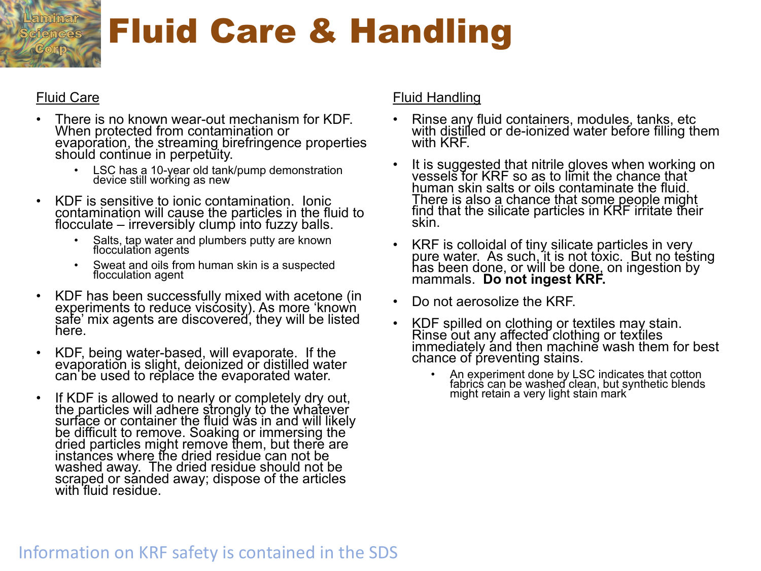# Fluid Care & Handling

## Fluid Care

- There is no known wear-out mechanism for KDF. When protected from contamination or evaporation, the streaming birefringence properties should continue in perpetuity.
  - LSC has a 10-year old tank/pump demonstration device still working as new
- KDF is sensitive to ionic contamination. Ionic contamination will cause the particles in the fluid to flocculate – irreversibly clump into fuzzy balls.
  - Salts, tap water and plumbers putty are known flocculation agents
  - Sweat and oils from human skin is a suspected flocculation agent
- KDF has been successfully mixed with acetone (in experiments to reduce viscosity). As more 'known safe' mix agents are discovered, they will be listed here.
- KDF, being water-based, will evaporate. If the evaporation is slight, deionized or distilled water can be used to replace the evaporated water.
- If KDF is allowed to nearly or completely dry out, the particles will adhere strongly to the whatever surface or container the fluid was in and will likely be difficult to remove. Soaking or immersing the dried particles might remove them, but there are instances where the dried residue can not be washed away. The dried residue should not be scraped or sanded away; dispose of the articles with fluid residue.

## Fluid Handling

- Rinse any fluid containers, modules, tanks, etc with distilled or de-ionized water before filling them with KRF.
- It is suggested that nitrile gloves when working on vessels for KRF so as to limit the chance that human skin salts or oils contaminate the fluid. There is also a chance that some people might find that the silicate particles in KRF irritate their skin.
- KRF is colloidal of tiny silicate particles in very pure water. As such, it is not toxic. But no testing has been done, or will be done, on ingestion by mammals. **Do not ingest KRF.**
- Do not aerosolize the KRF.
- KDF spilled on clothing or textiles may stain. Rinse out any affected clothing or textiles immediately and then machine wash them for best chance of preventing stains.
  - An experiment done by LSC indicates that cotton fabrics can be washed clean, but synthetic blends might retain a very light stain mark

Information on KRF safety is contained in the SDS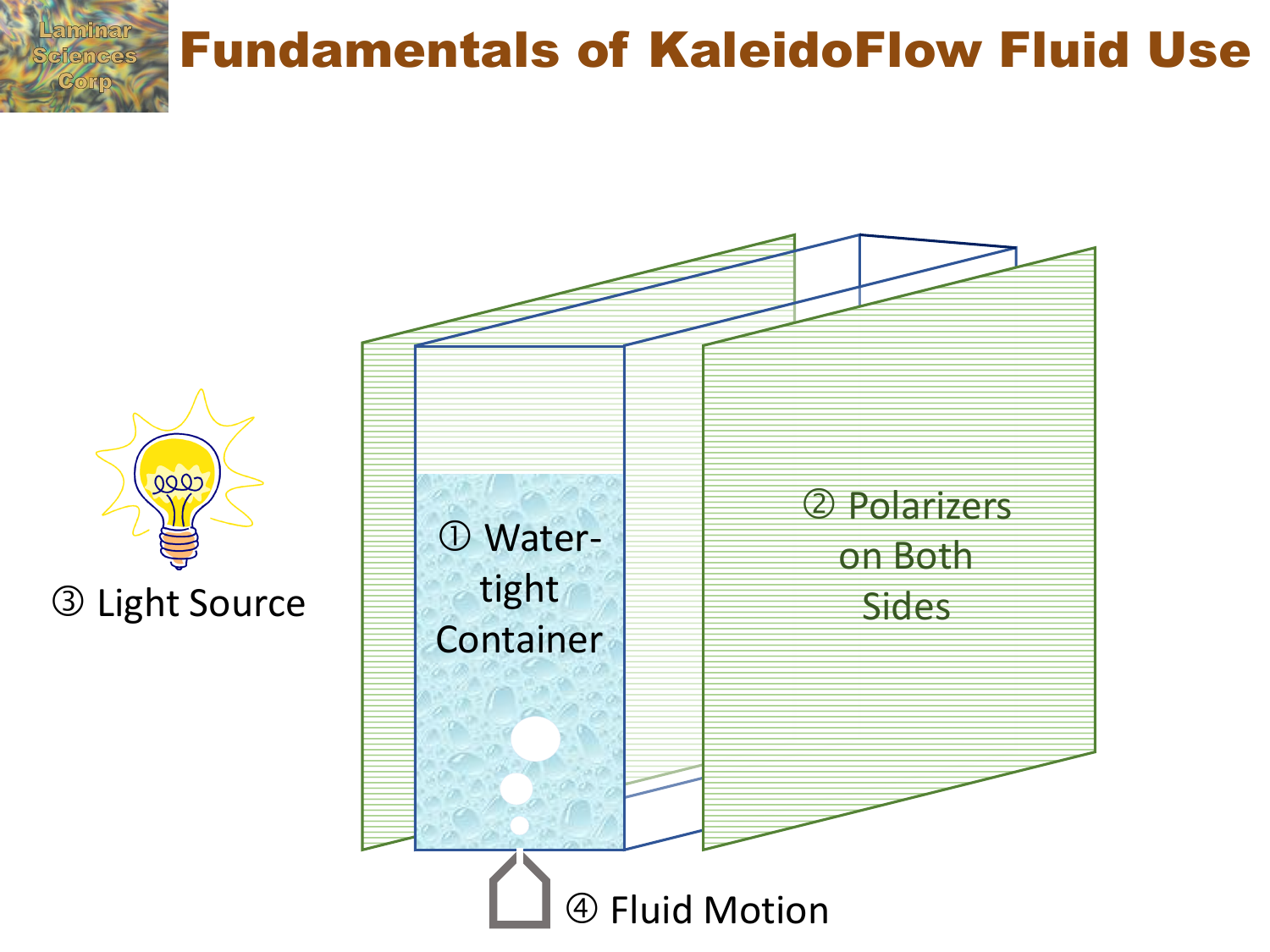# Fundamentals of KaleidoFlow Fluid Use

① Water-tight Container

② Polarizers on Both Sides

③ Light Source

④ Fluid Motion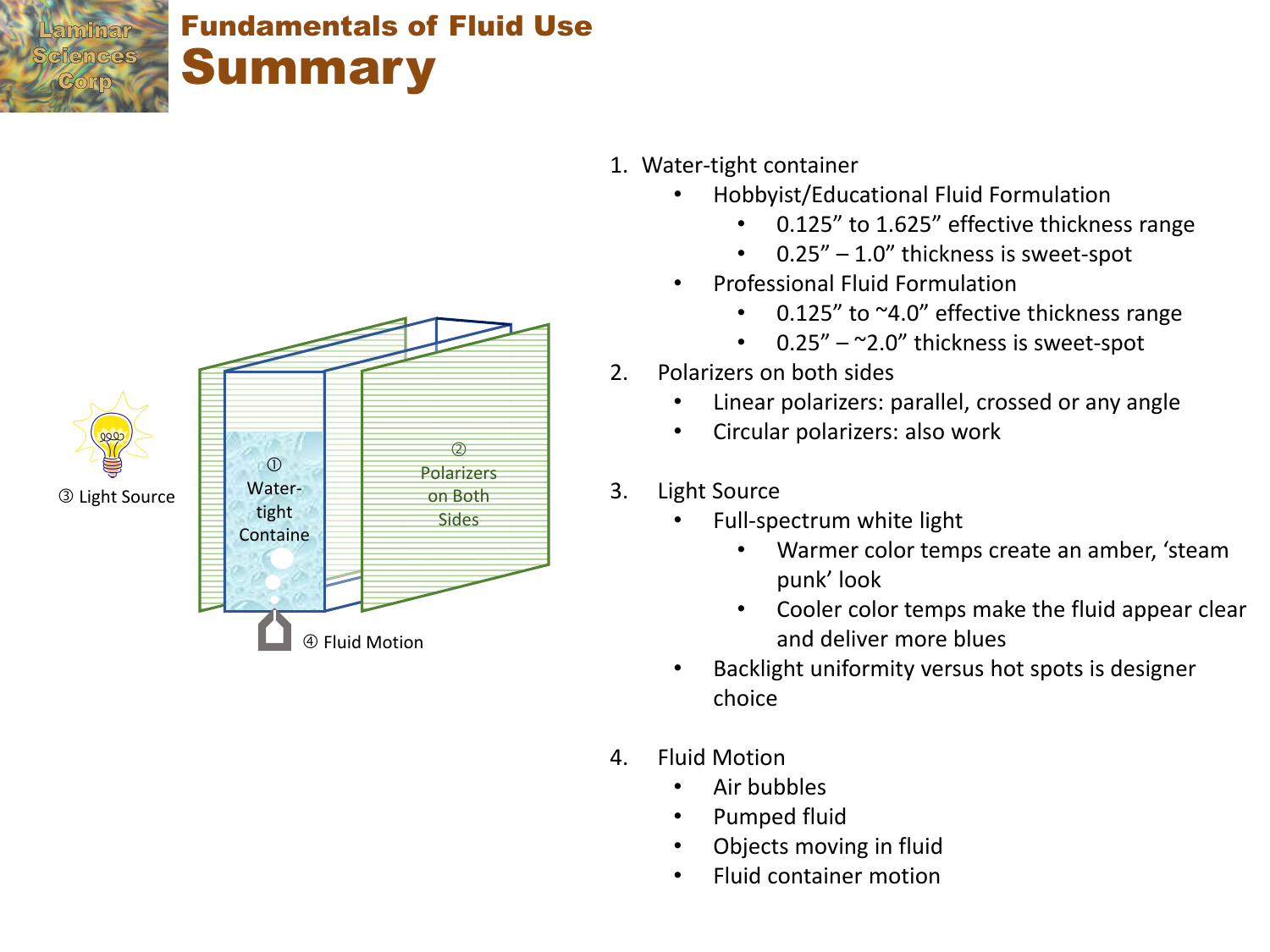# Fundamentals of Fluid Use

## Summary

① Water-tight Containe

② Polarizers on Both Sides

③ Light Source

④ Fluid Motion

1. Water-tight container
   - Hobbyist/Educational Fluid Formulation
     - 0.125” to 1.625” effective thickness range
     - 0.25” – 1.0” thickness is sweet-spot
   - Professional Fluid Formulation
     - 0.125” to ~4.0” effective thickness range
     - 0.25” – ~2.0” thickness is sweet-spot
2. Polarizers on both sides
   - Linear polarizers: parallel, crossed or any angle
   - Circular polarizers: also work
3. Light Source
   - Full-spectrum white light
     - Warmer color temps create an amber, ‘steam punk’ look
     - Cooler color temps make the fluid appear clear and deliver more blues
   - Backlight uniformity versus hot spots is designer choice
4. Fluid Motion
   - Air bubbles
   - Pumped fluid
   - Objects moving in fluid
   - Fluid container motion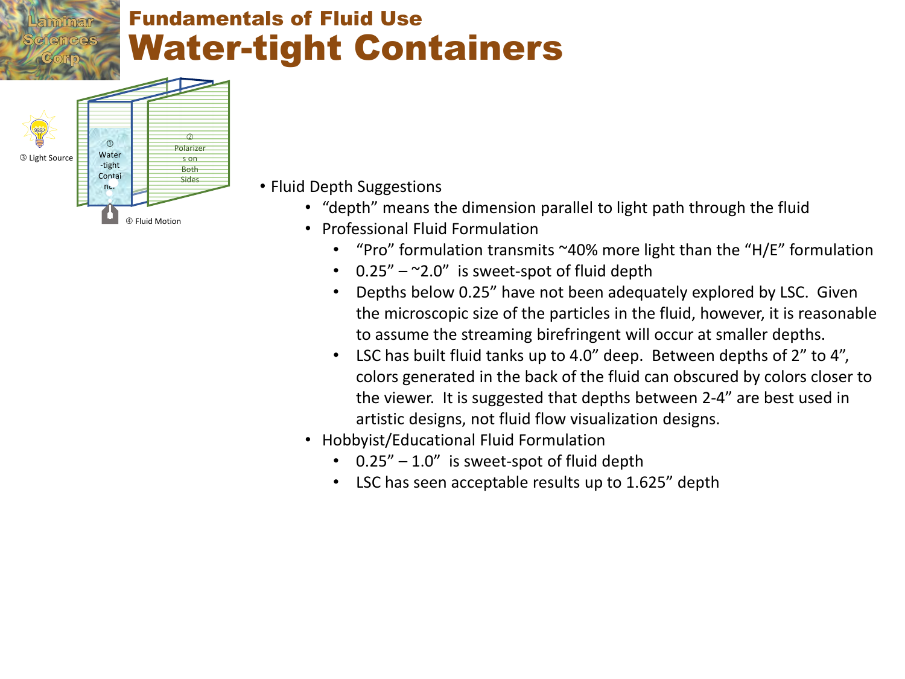## Fundamentals of Fluid Use

# Water-tight Containers

- Fluid Depth Suggestions
  - "depth" means the dimension parallel to light path through the fluid
  - Professional Fluid Formulation
    - "Pro" formulation transmits ~40% more light than the "H/E" formulation
    - 0.25" – ~2.0" is sweet-spot of fluid depth
    - Depths below 0.25" have not been adequately explored by LSC. Given the microscopic size of the particles in the fluid, however, it is reasonable to assume the streaming birefringent will occur at smaller depths.
    - LSC has built fluid tanks up to 4.0" deep. Between depths of 2" to 4", colors generated in the back of the fluid can obscured by colors closer to the viewer. It is suggested that depths between 2-4" are best used in artistic designs, not fluid flow visualization designs.
  - Hobbyist/Educational Fluid Formulation
    - 0.25" – 1.0" is sweet-spot of fluid depth
    - LSC has seen acceptable results up to 1.625" depth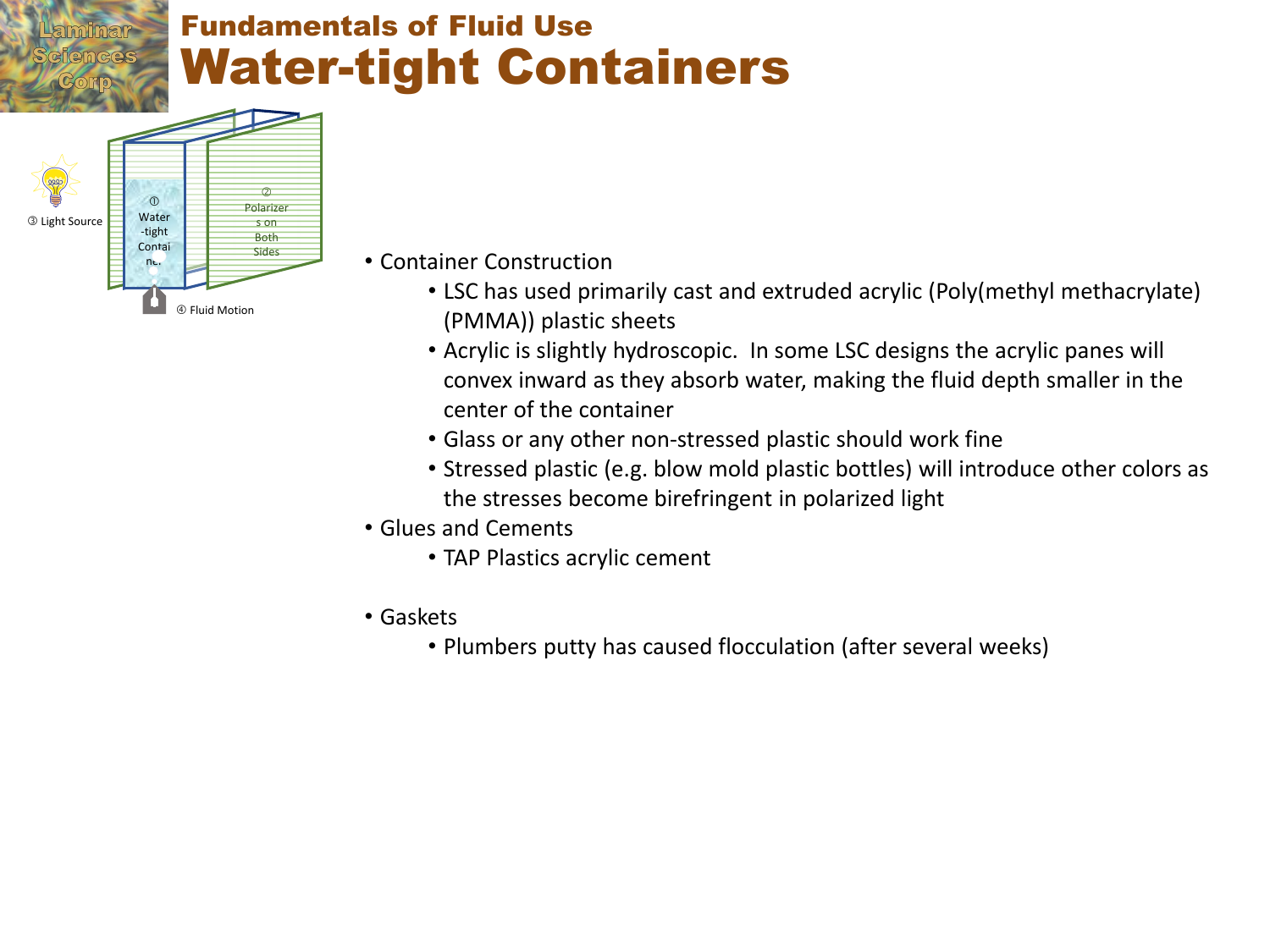# Fundamentals of Fluid Use

## Water-tight Containers

③ Light Source

① Water-tight Container

② Polarizers on Both Sides

④ Fluid Motion

- Container Construction
  - LSC has used primarily cast and extruded acrylic (Poly(methyl methacrylate) (PMMA)) plastic sheets
  - Acrylic is slightly hydroscopic. In some LSC designs the acrylic panes will convex inward as they absorb water, making the fluid depth smaller in the center of the container
  - Glass or any other non-stressed plastic should work fine
  - Stressed plastic (e.g. blow mold plastic bottles) will introduce other colors as the stresses become birefringent in polarized light
- Glues and Cements
  - TAP Plastics acrylic cement
- Gaskets
  - Plumbers putty has caused flocculation (after several weeks)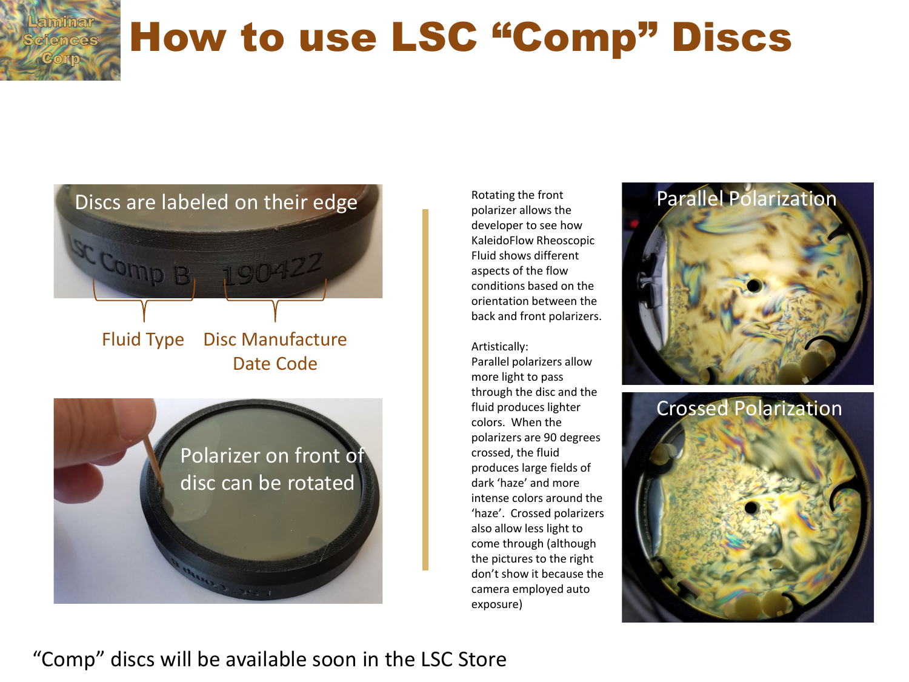# How to use LSC "Comp" Discs

Discs are labeled on their edge

Fluid Type

Disc Manufacture Date Code

Polarizer on front of disc can be rotated

Rotating the front polarizer allows the developer to see how KaleidoFlow Rheoscopic Fluid shows different aspects of the flow conditions based on the orientation between the back and front polarizers.

Artistically:
Parallel polarizers allow more light to pass through the disc and the fluid produces lighter colors. When the polarizers are 90 degrees crossed, the fluid produces large fields of dark 'haze' and more intense colors around the 'haze'. Crossed polarizers also allow less light to come through (although the pictures to the right don't show it because the camera employed auto exposure)

Parallel Polarization

Crossed Polarization

"Comp" discs will be available soon in the LSC Store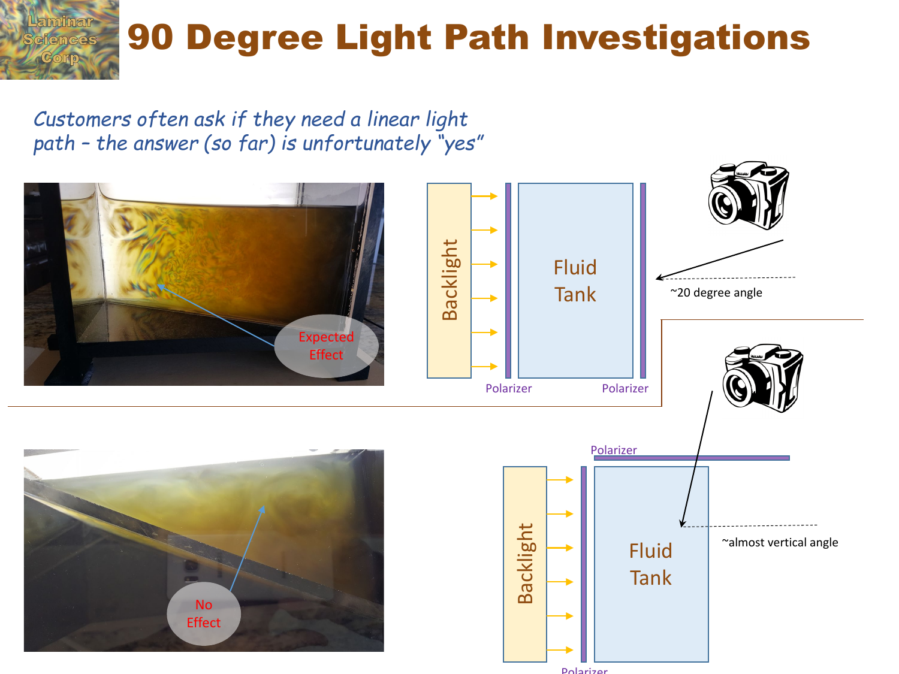# 90 Degree Light Path Investigations

*Customers often ask if they need a linear light path – the answer (so far) is unfortunately "yes"*

Expected Effect

Backlight

Fluid Tank

Polarizer

Polarizer

~20 degree angle

No Effect

Polarizer

Backlight

Fluid Tank

~almost vertical angle

Polarizer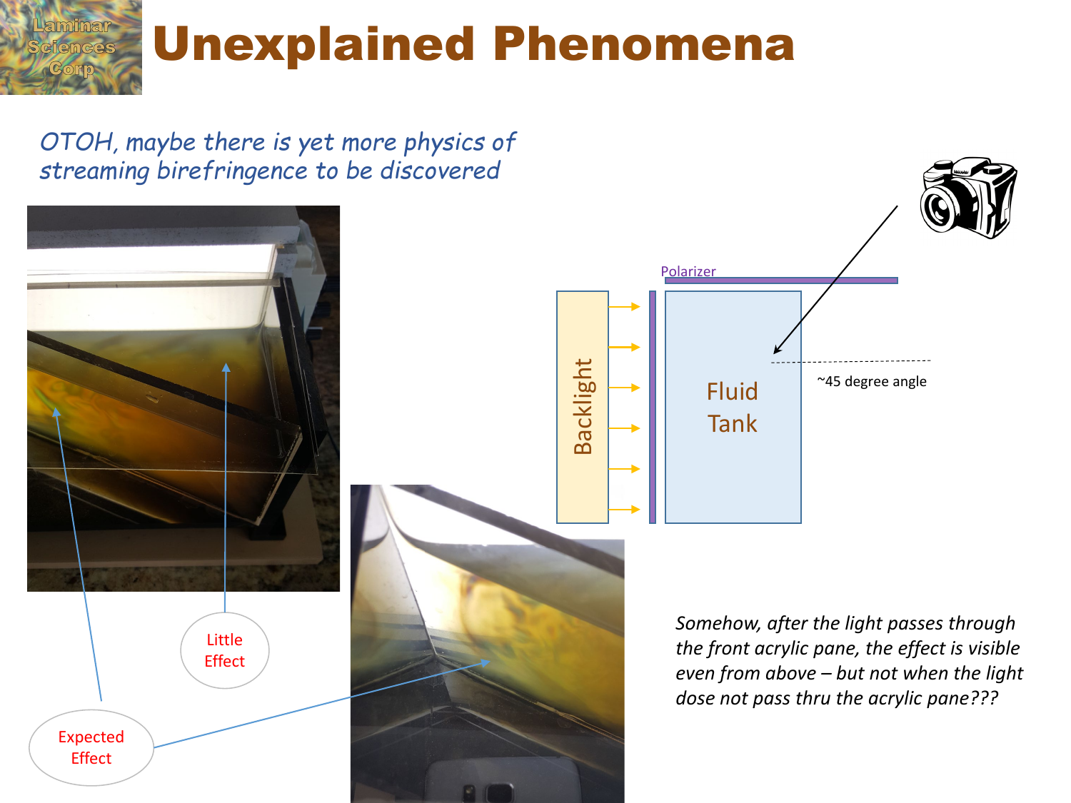# Unexplained Phenomena

*OTOH, maybe there is yet more physics of streaming birefringence to be discovered*

Little Effect

Expected Effect

Polarizer

Backlight

Fluid Tank

~45 degree angle

*Somehow, after the light passes through the front acrylic pane, the effect is visible even from above – but not when the light dose not pass thru the acrylic pane???*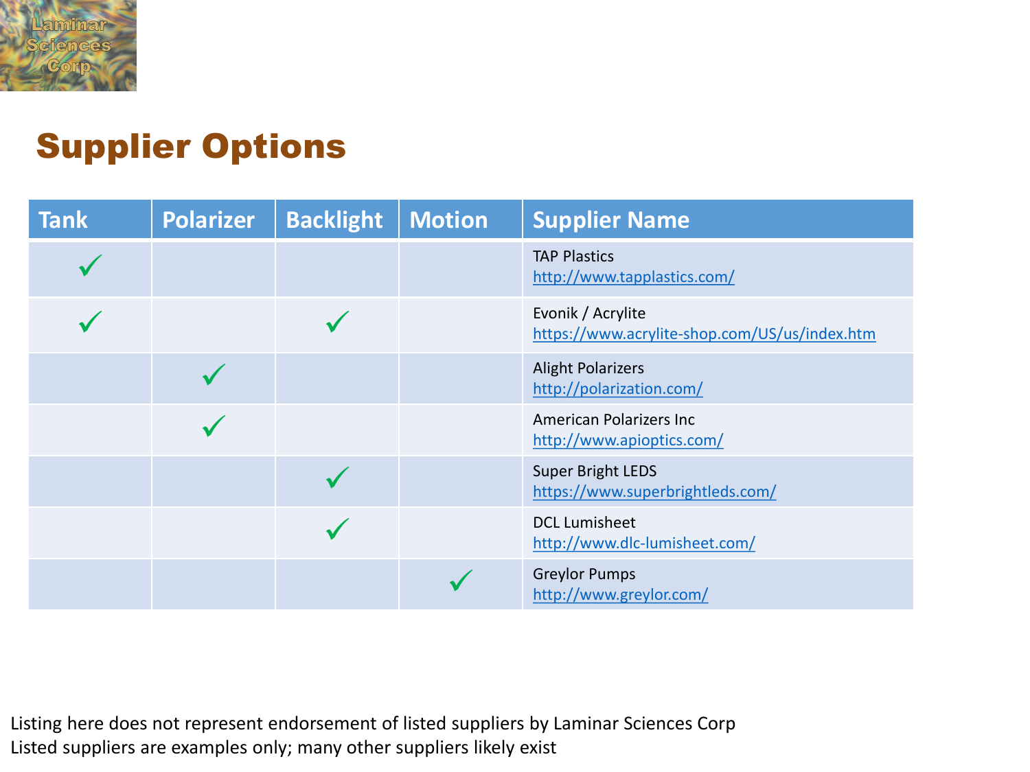Laminar Sciences Corp

# Supplier Options

| Tank | Polarizer | Backlight | Motion | Supplier Name |
|---|---|---|---|---|
| ✓ | | | | TAP Plastics http://www.tapplastics.com/ |
| ✓ | | ✓ | | Evonik / Acrylite https://www.acrylite-shop.com/US/us/index.htm |
| | ✓ | | | Alight Polarizers http://polarization.com/ |
| | ✓ | | | American Polarizers Inc http://www.apioptics.com/ |
| | | ✓ | | Super Bright LEDS https://www.superbrightleds.com/ |
| | | ✓ | | DCL Lumisheet http://www.dlc-lumisheet.com/ |
| | | | ✓ | Greylor Pumps http://www.greylor.com/ |

Listing here does not represent endorsement of listed suppliers by Laminar Sciences Corp

Listed suppliers are examples only; many other suppliers likely exist